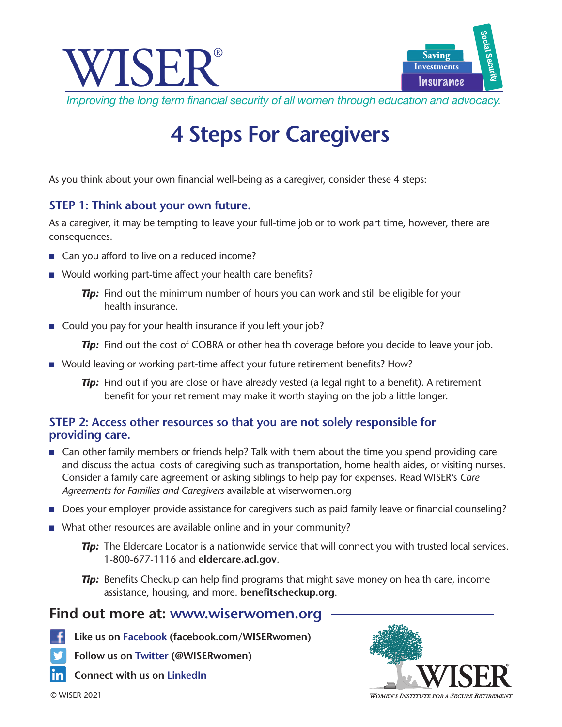WISER®

Saving
Investments
Insurance
Social Security

*Improving the long term financial security of all women through education and advocacy.*

# 4 Steps For Caregivers

As you think about your own financial well-being as a caregiver, consider these 4 steps:

## STEP 1: Think about your own future.

As a caregiver, it may be tempting to leave your full-time job or to work part time, however, there are consequences.

- Can you afford to live on a reduced income?
- Would working part-time affect your health care benefits?

  ***Tip:*** Find out the minimum number of hours you can work and still be eligible for your health insurance.

- Could you pay for your health insurance if you left your job?

  ***Tip:*** Find out the cost of COBRA or other health coverage before you decide to leave your job.

- Would leaving or working part-time affect your future retirement benefits? How?

  ***Tip:*** Find out if you are close or have already vested (a legal right to a benefit). A retirement benefit for your retirement may make it worth staying on the job a little longer.

## STEP 2: Access other resources so that you are not solely responsible for providing care.

- Can other family members or friends help? Talk with them about the time you spend providing care and discuss the actual costs of caregiving such as transportation, home health aides, or visiting nurses. Consider a family care agreement or asking siblings to help pay for expenses. Read WISER's *Care Agreements for Families and Caregivers* available at wiserwomen.org
- Does your employer provide assistance for caregivers such as paid family leave or financial counseling?
- What other resources are available online and in your community?

  ***Tip:*** The Eldercare Locator is a nationwide service that will connect you with trusted local services. 1-800-677-1116 and **eldercare.acl.gov**.

  ***Tip:*** Benefits Checkup can help find programs that might save money on health care, income assistance, housing, and more. **benefitscheckup.org**.

## Find out more at: www.wiserwomen.org

**Like us on Facebook (facebook.com/WISERwomen)**

**Follow us on Twitter (@WISERwomen)**

**Connect with us on LinkedIn**

WISER®
*WOMEN'S INSTITUTE FOR A SECURE RETIREMENT*

© WISER 2021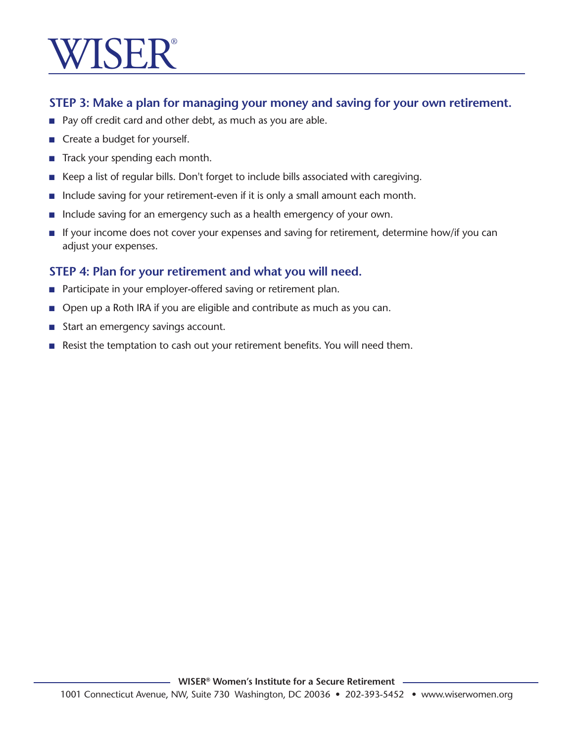# WISER®

## STEP 3: Make a plan for managing your money and saving for your own retirement.

- Pay off credit card and other debt, as much as you are able.
- Create a budget for yourself.
- Track your spending each month.
- Keep a list of regular bills. Don't forget to include bills associated with caregiving.
- Include saving for your retirement-even if it is only a small amount each month.
- Include saving for an emergency such as a health emergency of your own.
- If your income does not cover your expenses and saving for retirement, determine how/if you can adjust your expenses.

## STEP 4: Plan for your retirement and what you will need.

- Participate in your employer-offered saving or retirement plan.
- Open up a Roth IRA if you are eligible and contribute as much as you can.
- Start an emergency savings account.
- Resist the temptation to cash out your retirement benefits. You will need them.

**WISER® Women's Institute for a Secure Retirement**

1001 Connecticut Avenue, NW, Suite 730 Washington, DC 20036 • 202-393-5452 • www.wiserwomen.org